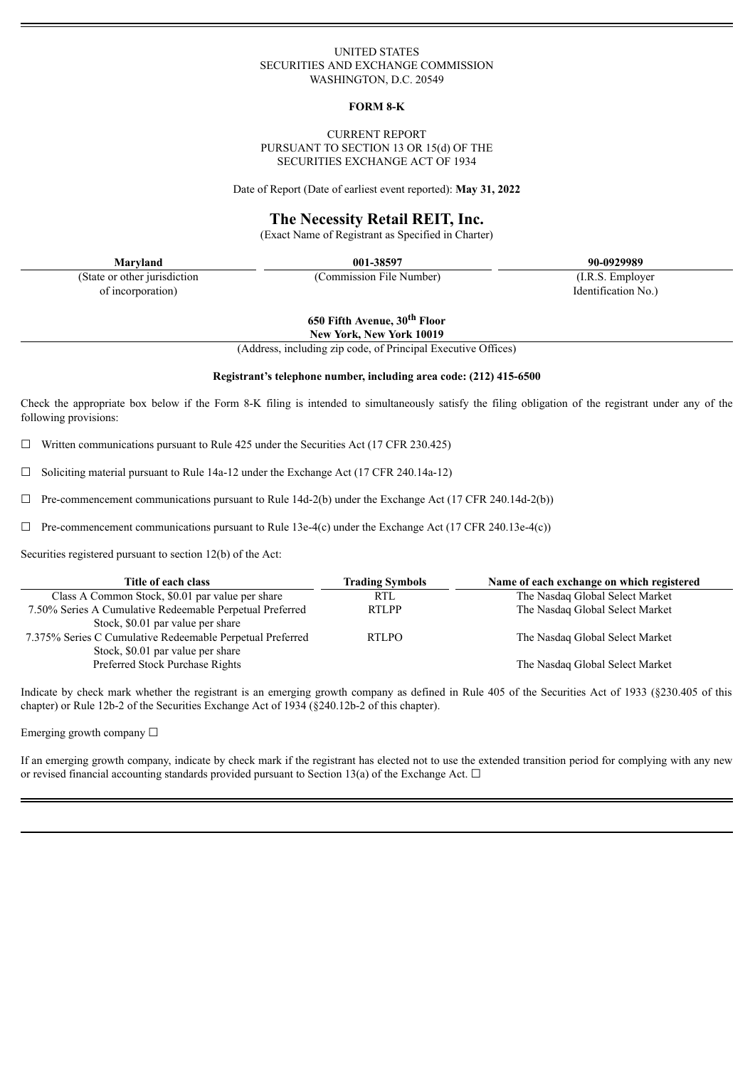UNITED STATES
SECURITIES AND EXCHANGE COMMISSION
WASHINGTON, D.C. 20549

**FORM 8-K**

CURRENT REPORT
PURSUANT TO SECTION 13 OR 15(d) OF THE
SECURITIES EXCHANGE ACT OF 1934

Date of Report (Date of earliest event reported): **May 31, 2022**

# The Necessity Retail REIT, Inc.

(Exact Name of Registrant as Specified in Charter)

| **Maryland** | **001-38597** | **90-0929989** |
|---|---|---|
| (State or other jurisdiction of incorporation) | (Commission File Number) | (I.R.S. Employer Identification No.) |

**650 Fifth Avenue, 30th Floor**
**New York, New York 10019**
(Address, including zip code, of Principal Executive Offices)

**Registrant's telephone number, including area code: (212) 415-6500**

Check the appropriate box below if the Form 8-K filing is intended to simultaneously satisfy the filing obligation of the registrant under any of the following provisions:

☐ Written communications pursuant to Rule 425 under the Securities Act (17 CFR 230.425)

☐ Soliciting material pursuant to Rule 14a-12 under the Exchange Act (17 CFR 240.14a-12)

☐ Pre-commencement communications pursuant to Rule 14d-2(b) under the Exchange Act (17 CFR 240.14d-2(b))

☐ Pre-commencement communications pursuant to Rule 13e-4(c) under the Exchange Act (17 CFR 240.13e-4(c))

Securities registered pursuant to section 12(b) of the Act:

| Title of each class | Trading Symbols | Name of each exchange on which registered |
|---|---|---|
| Class A Common Stock, $0.01 par value per share | RTL | The Nasdaq Global Select Market |
| 7.50% Series A Cumulative Redeemable Perpetual Preferred Stock, $0.01 par value per share | RTLPP | The Nasdaq Global Select Market |
| 7.375% Series C Cumulative Redeemable Perpetual Preferred Stock, $0.01 par value per share | RTLPO | The Nasdaq Global Select Market |
| Preferred Stock Purchase Rights | | The Nasdaq Global Select Market |

Indicate by check mark whether the registrant is an emerging growth company as defined in Rule 405 of the Securities Act of 1933 (§230.405 of this chapter) or Rule 12b-2 of the Securities Exchange Act of 1934 (§240.12b-2 of this chapter).

Emerging growth company ☐

If an emerging growth company, indicate by check mark if the registrant has elected not to use the extended transition period for complying with any new or revised financial accounting standards provided pursuant to Section 13(a) of the Exchange Act. ☐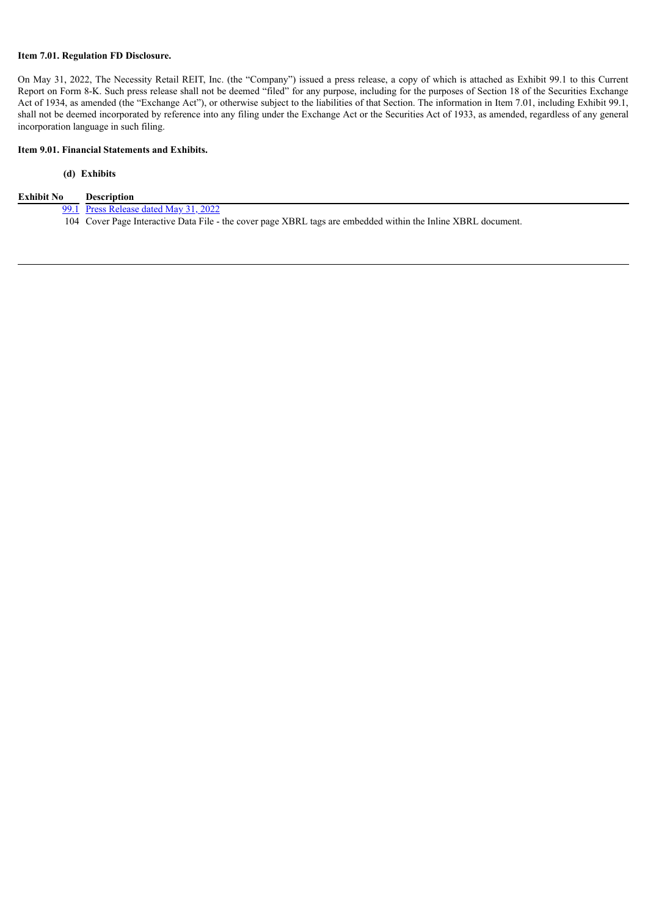**Item 7.01. Regulation FD Disclosure.**

On May 31, 2022, The Necessity Retail REIT, Inc. (the "Company") issued a press release, a copy of which is attached as Exhibit 99.1 to this Current Report on Form 8-K. Such press release shall not be deemed "filed" for any purpose, including for the purposes of Section 18 of the Securities Exchange Act of 1934, as amended (the "Exchange Act"), or otherwise subject to the liabilities of that Section. The information in Item 7.01, including Exhibit 99.1, shall not be deemed incorporated by reference into any filing under the Exchange Act or the Securities Act of 1933, as amended, regardless of any general incorporation language in such filing.

**Item 9.01. Financial Statements and Exhibits.**

**(d) Exhibits**

| Exhibit No | Description |
|---|---|
| 99.1 | Press Release dated May 31, 2022 |
| 104 | Cover Page Interactive Data File - the cover page XBRL tags are embedded within the Inline XBRL document. |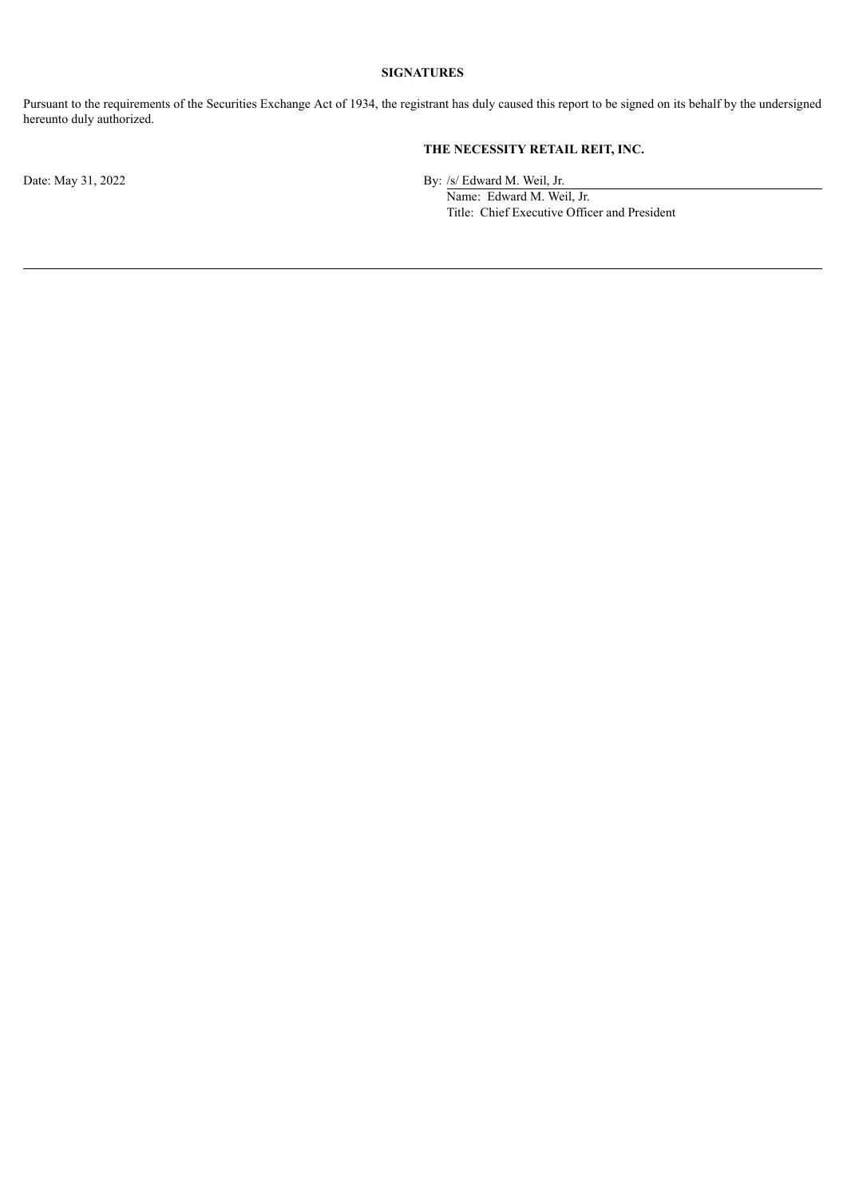## SIGNATURES

Pursuant to the requirements of the Securities Exchange Act of 1934, the registrant has duly caused this report to be signed on its behalf by the undersigned hereunto duly authorized.

**THE NECESSITY RETAIL REIT, INC.**

Date: May 31, 2022

By: /s/ Edward M. Weil, Jr.
Name: Edward M. Weil, Jr.
Title: Chief Executive Officer and President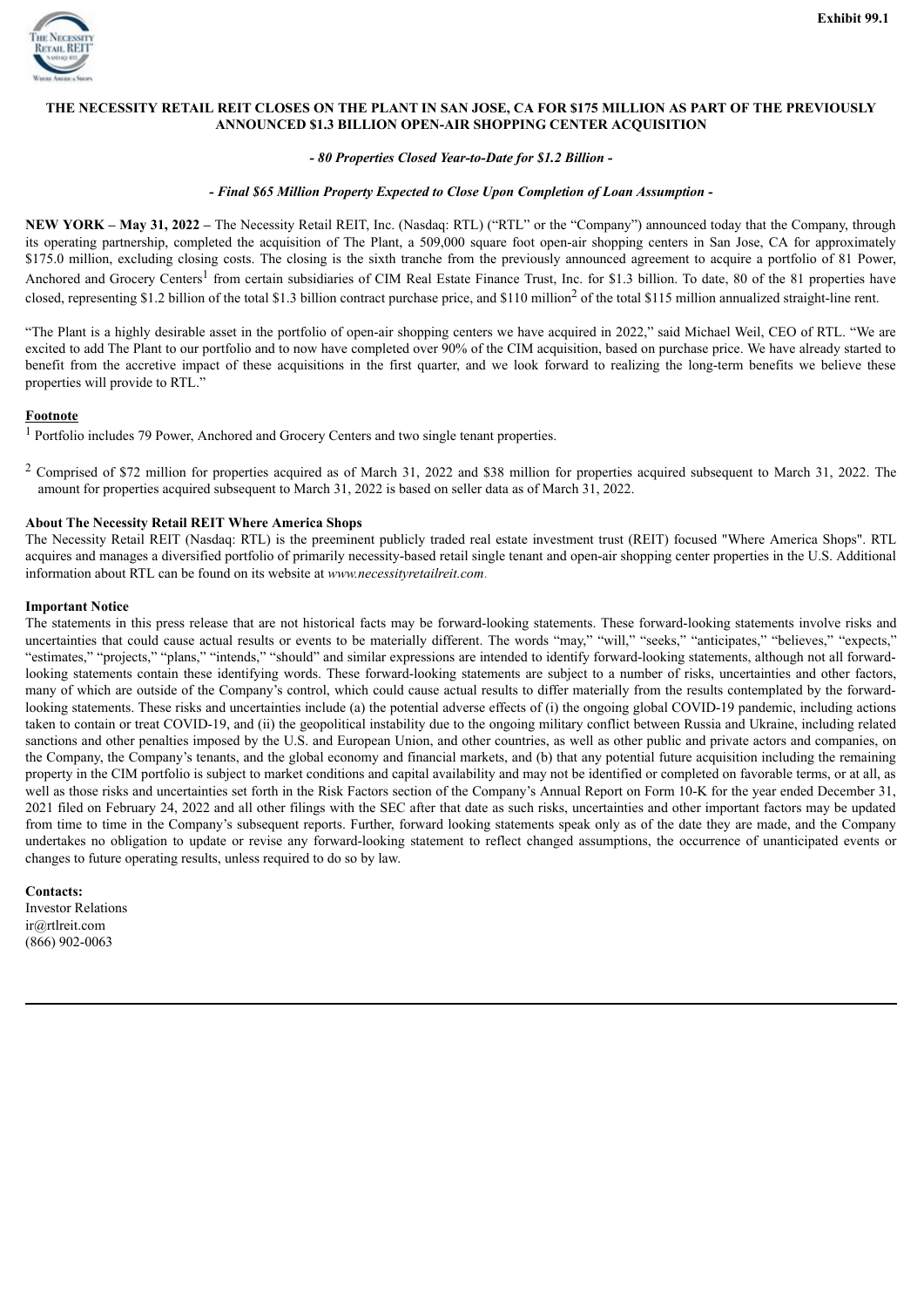Exhibit 99.1

**THE NECESSITY RETAIL REIT CLOSES ON THE PLANT IN SAN JOSE, CA FOR $175 MILLION AS PART OF THE PREVIOUSLY ANNOUNCED $1.3 BILLION OPEN-AIR SHOPPING CENTER ACQUISITION**

***- 80 Properties Closed Year-to-Date for $1.2 Billion -***

***- Final $65 Million Property Expected to Close Upon Completion of Loan Assumption -***

**NEW YORK – May 31, 2022 –** The Necessity Retail REIT, Inc. (Nasdaq: RTL) ("RTL" or the "Company") announced today that the Company, through its operating partnership, completed the acquisition of The Plant, a 509,000 square foot open-air shopping centers in San Jose, CA for approximately $175.0 million, excluding closing costs. The closing is the sixth tranche from the previously announced agreement to acquire a portfolio of 81 Power, Anchored and Grocery Centers[1] from certain subsidiaries of CIM Real Estate Finance Trust, Inc. for $1.3 billion. To date, 80 of the 81 properties have closed, representing $1.2 billion of the total $1.3 billion contract purchase price, and $110 million[2] of the total $115 million annualized straight-line rent.

"The Plant is a highly desirable asset in the portfolio of open-air shopping centers we have acquired in 2022," said Michael Weil, CEO of RTL. "We are excited to add The Plant to our portfolio and to now have completed over 90% of the CIM acquisition, based on purchase price. We have already started to benefit from the accretive impact of these acquisitions in the first quarter, and we look forward to realizing the long-term benefits we believe these properties will provide to RTL."

**Footnote**

[1] Portfolio includes 79 Power, Anchored and Grocery Centers and two single tenant properties.

[2] Comprised of $72 million for properties acquired as of March 31, 2022 and $38 million for properties acquired subsequent to March 31, 2022. The amount for properties acquired subsequent to March 31, 2022 is based on seller data as of March 31, 2022.

**About The Necessity Retail REIT Where America Shops**

The Necessity Retail REIT (Nasdaq: RTL) is the preeminent publicly traded real estate investment trust (REIT) focused "Where America Shops". RTL acquires and manages a diversified portfolio of primarily necessity-based retail single tenant and open-air shopping center properties in the U.S. Additional information about RTL can be found on its website at *www.necessityretailreit.com*.

**Important Notice**

The statements in this press release that are not historical facts may be forward-looking statements. These forward-looking statements involve risks and uncertainties that could cause actual results or events to be materially different. The words "may," "will," "seeks," "anticipates," "believes," "expects," "estimates," "projects," "plans," "intends," "should" and similar expressions are intended to identify forward-looking statements, although not all forward-looking statements contain these identifying words. These forward-looking statements are subject to a number of risks, uncertainties and other factors, many of which are outside of the Company's control, which could cause actual results to differ materially from the results contemplated by the forward-looking statements. These risks and uncertainties include (a) the potential adverse effects of (i) the ongoing global COVID-19 pandemic, including actions taken to contain or treat COVID-19, and (ii) the geopolitical instability due to the ongoing military conflict between Russia and Ukraine, including related sanctions and other penalties imposed by the U.S. and European Union, and other countries, as well as other public and private actors and companies, on the Company, the Company's tenants, and the global economy and financial markets, and (b) that any potential future acquisition including the remaining property in the CIM portfolio is subject to market conditions and capital availability and may not be identified or completed on favorable terms, or at all, as well as those risks and uncertainties set forth in the Risk Factors section of the Company's Annual Report on Form 10-K for the year ended December 31, 2021 filed on February 24, 2022 and all other filings with the SEC after that date as such risks, uncertainties and other important factors may be updated from time to time in the Company's subsequent reports. Further, forward looking statements speak only as of the date they are made, and the Company undertakes no obligation to update or revise any forward-looking statement to reflect changed assumptions, the occurrence of unanticipated events or changes to future operating results, unless required to do so by law.

**Contacts:**
Investor Relations
ir@rtlreit.com
(866) 902-0063